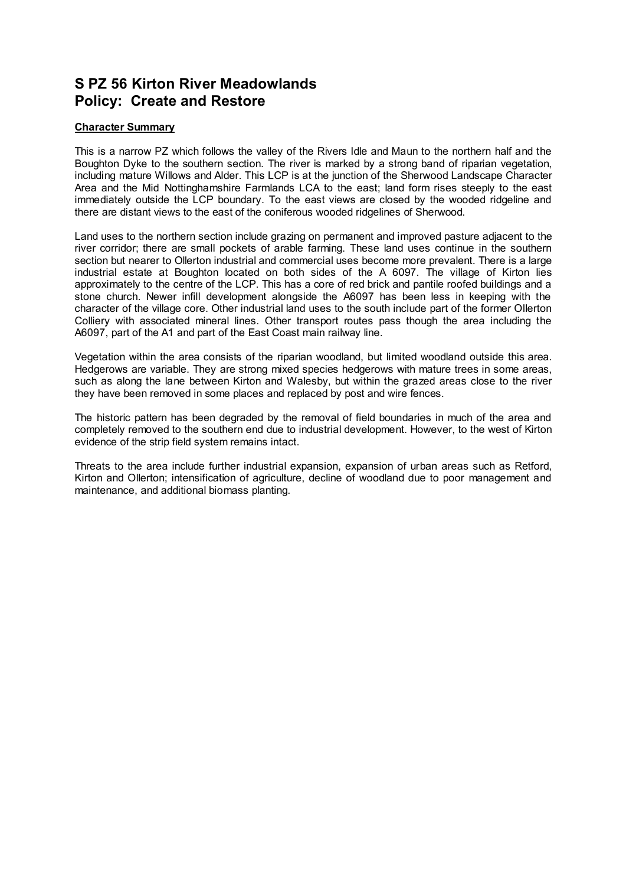# S PZ 56 Kirton River Meadowlands
# Policy: Create and Restore

**Character Summary**

This is a narrow PZ which follows the valley of the Rivers Idle and Maun to the northern half and the Boughton Dyke to the southern section. The river is marked by a strong band of riparian vegetation, including mature Willows and Alder. This LCP is at the junction of the Sherwood Landscape Character Area and the Mid Nottinghamshire Farmlands LCA to the east; land form rises steeply to the east immediately outside the LCP boundary. To the east views are closed by the wooded ridgeline and there are distant views to the east of the coniferous wooded ridgelines of Sherwood.

Land uses to the northern section include grazing on permanent and improved pasture adjacent to the river corridor; there are small pockets of arable farming. These land uses continue in the southern section but nearer to Ollerton industrial and commercial uses become more prevalent. There is a large industrial estate at Boughton located on both sides of the A 6097. The village of Kirton lies approximately to the centre of the LCP. This has a core of red brick and pantile roofed buildings and a stone church. Newer infill development alongside the A6097 has been less in keeping with the character of the village core. Other industrial land uses to the south include part of the former Ollerton Colliery with associated mineral lines. Other transport routes pass though the area including the A6097, part of the A1 and part of the East Coast main railway line.

Vegetation within the area consists of the riparian woodland, but limited woodland outside this area. Hedgerows are variable. They are strong mixed species hedgerows with mature trees in some areas, such as along the lane between Kirton and Walesby, but within the grazed areas close to the river they have been removed in some places and replaced by post and wire fences.

The historic pattern has been degraded by the removal of field boundaries in much of the area and completely removed to the southern end due to industrial development. However, to the west of Kirton evidence of the strip field system remains intact.

Threats to the area include further industrial expansion, expansion of urban areas such as Retford, Kirton and Ollerton; intensification of agriculture, decline of woodland due to poor management and maintenance, and additional biomass planting.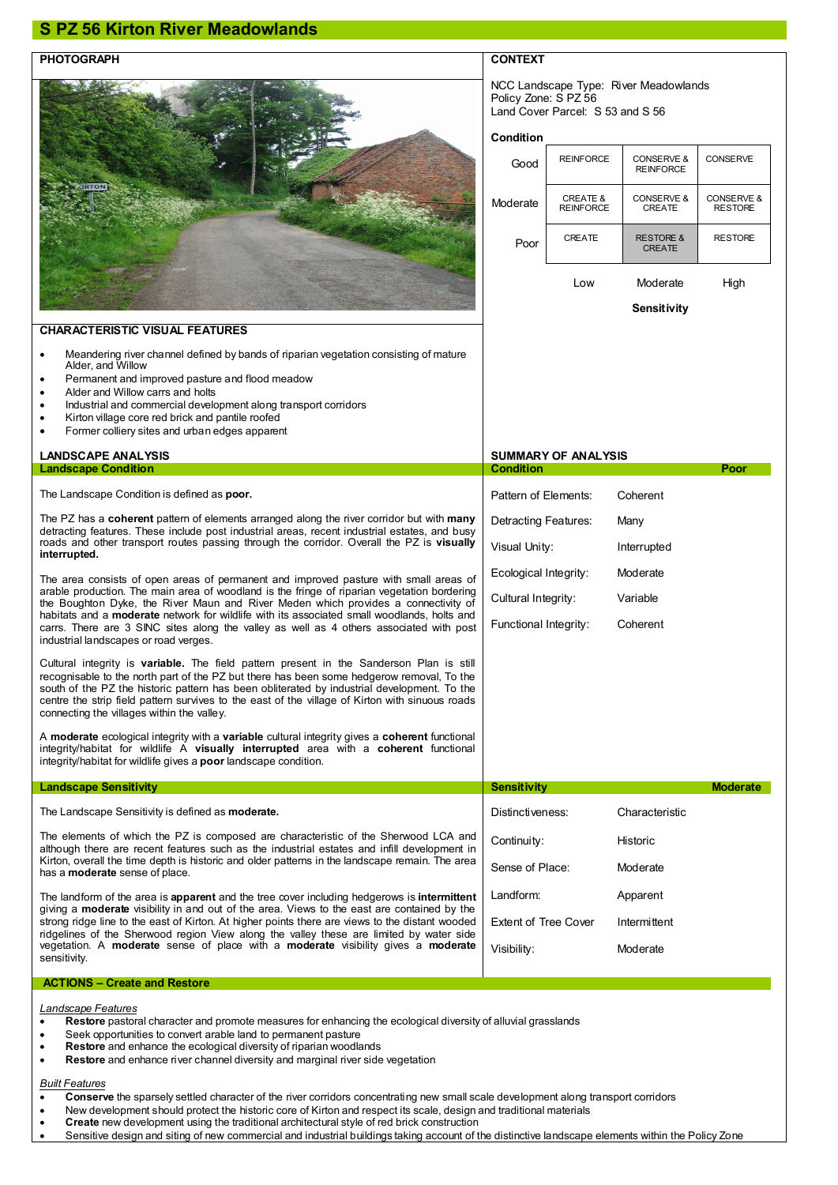# S PZ 56 Kirton River Meadowlands

## PHOTOGRAPH

## CONTEXT

NCC Landscape Type: River Meadowlands
Policy Zone: S PZ 56
Land Cover Parcel: S 53 and S 56

**Condition**

| | | | |
|---|---|---|---|
| Good | REINFORCE | CONSERVE & REINFORCE | CONSERVE |
| Moderate | CREATE & REINFORCE | CONSERVE & CREATE | CONSERVE & RESTORE |
| Poor | CREATE | RESTORE & CREATE | RESTORE |
| | Low | Moderate | High |

**Sensitivity**

## CHARACTERISTIC VISUAL FEATURES

- Meandering river channel defined by bands of riparian vegetation consisting of mature Alder, and Willow
- Permanent and improved pasture and flood meadow
- Alder and Willow carrs and holts
- Industrial and commercial development along transport corridors
- Kirton village core red brick and pantile roofed
- Former colliery sites and urban edges apparent

## LANDSCAPE ANALYSIS

### Landscape Condition

The Landscape Condition is defined as **poor.**

The PZ has a **coherent** pattern of elements arranged along the river corridor but with **many** detracting features. These include post industrial areas, recent industrial estates, and busy roads and other transport routes passing through the corridor. Overall the PZ is **visually interrupted.**

The area consists of open areas of permanent and improved pasture with small areas of arable production. The main area of woodland is the fringe of riparian vegetation bordering the Boughton Dyke, the River Maun and River Meden which provides a connectivity of habitats and a **moderate** network for wildlife with its associated small woodlands, holts and carrs. There are 3 SINC sites along the valley as well as 4 others associated with post industrial landscapes or road verges.

Cultural integrity is **variable.** The field pattern present in the Sanderson Plan is still recognisable to the north part of the PZ but there has been some hedgerow removal, To the south of the PZ the historic pattern has been obliterated by industrial development. To the centre the strip field pattern survives to the east of the village of Kirton with sinuous roads connecting the villages within the valley.

A **moderate** ecological integrity with a **variable** cultural integrity gives a **coherent** functional integrity/habitat for wildlife A **visually interrupted** area with a **coherent** functional integrity/habitat for wildlife gives a **poor** landscape condition.

## SUMMARY OF ANALYSIS

| Condition | Poor |
|---|---|
| Pattern of Elements: | Coherent |
| Detracting Features: | Many |
| Visual Unity: | Interrupted |
| Ecological Integrity: | Moderate |
| Cultural Integrity: | Variable |
| Functional Integrity: | Coherent |

### Landscape Sensitivity

The Landscape Sensitivity is defined as **moderate.**

The elements of which the PZ is composed are characteristic of the Sherwood LCA and although there are recent features such as the industrial estates and infill development in Kirton, overall the time depth is historic and older patterns in the landscape remain. The area has a **moderate** sense of place.

The landform of the area is **apparent** and the tree cover including hedgerows is **intermittent** giving a **moderate** visibility in and out of the area. Views to the east are contained by the strong ridge line to the east of Kirton. At higher points there are views to the distant wooded ridgelines of the Sherwood region View along the valley these are limited by water side vegetation. A **moderate** sense of place with a **moderate** visibility gives a **moderate** sensitivity.

| Sensitivity | Moderate |
|---|---|
| Distinctiveness: | Characteristic |
| Continuity: | Historic |
| Sense of Place: | Moderate |
| Landform: | Apparent |
| Extent of Tree Cover | Intermittent |
| Visibility: | Moderate |

## ACTIONS – Create and Restore

*Landscape Features*

- **Restore** pastoral character and promote measures for enhancing the ecological diversity of alluvial grasslands
- Seek opportunities to convert arable land to permanent pasture
- **Restore** and enhance the ecological diversity of riparian woodlands
- **Restore** and enhance river channel diversity and marginal river side vegetation

*Built Features*

- **Conserve** the sparsely settled character of the river corridors concentrating new small scale development along transport corridors
- New development should protect the historic core of Kirton and respect its scale, design and traditional materials
- **Create** new development using the traditional architectural style of red brick construction
- Sensitive design and siting of new commercial and industrial buildings taking account of the distinctive landscape elements within the Policy Zone